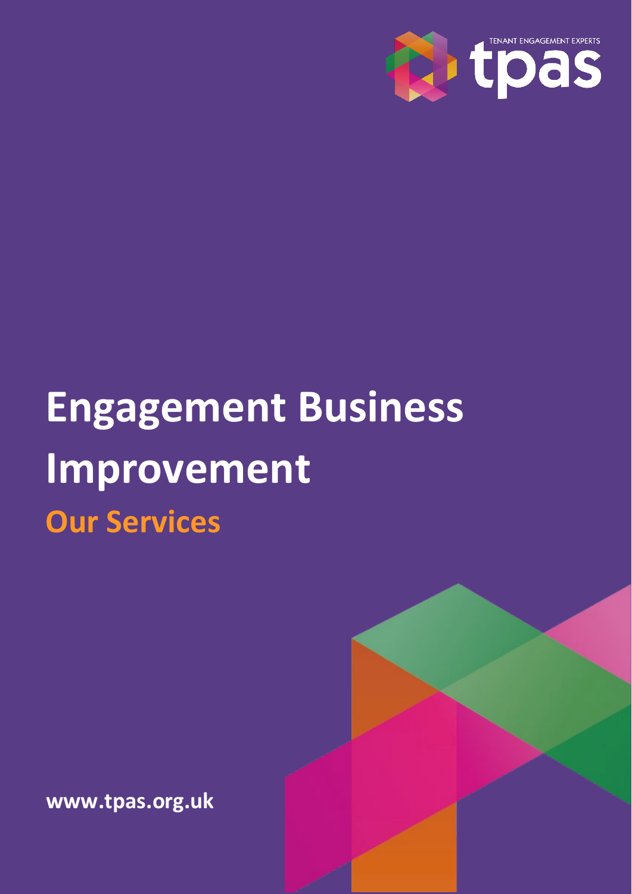TENANT ENGAGEMENT EXPERTS

tpas

# Engagement Business Improvement

## Our Services

www.tpas.org.uk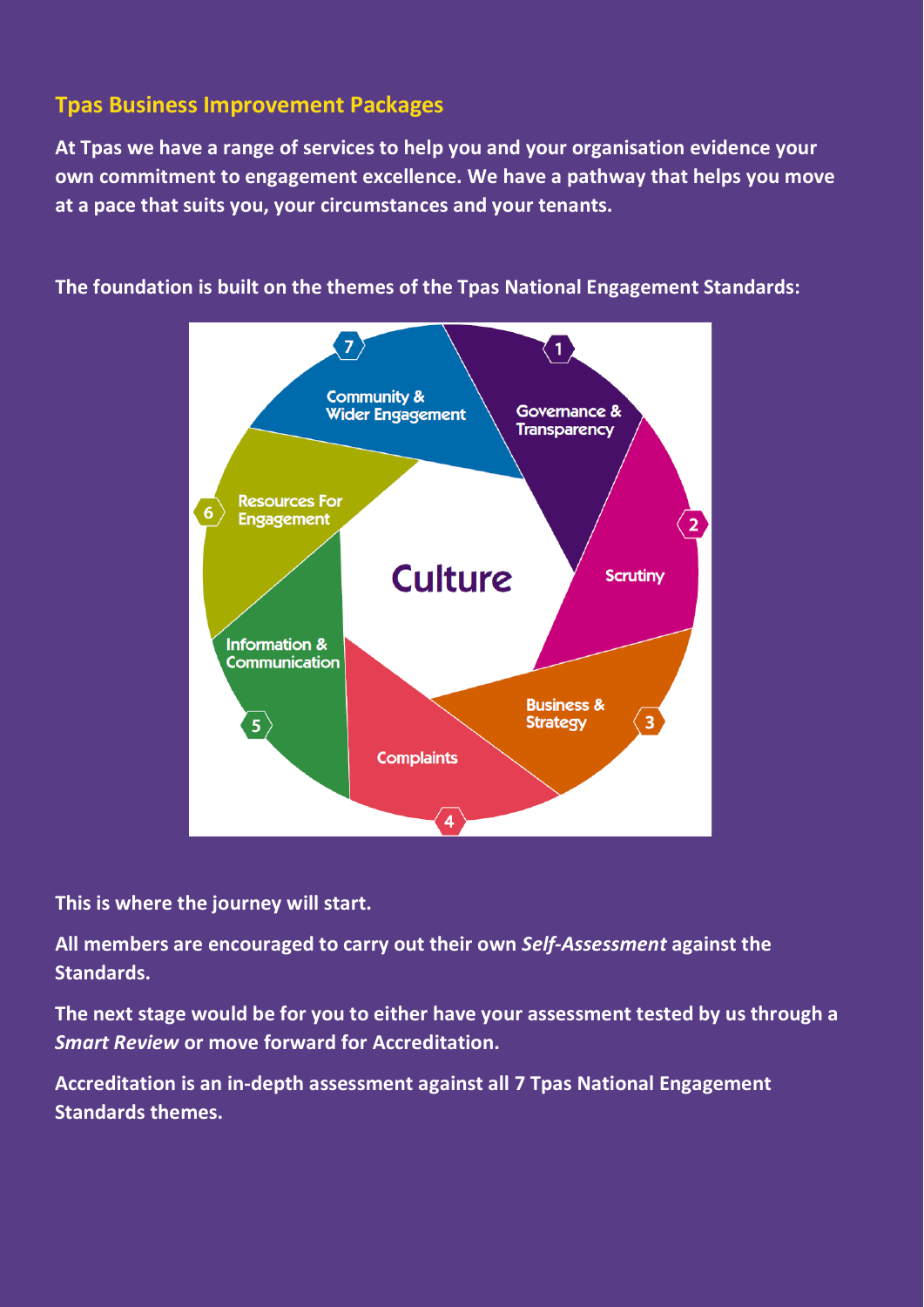## Tpas Business Improvement Packages

**At Tpas we have a range of services to help you and your organisation evidence your own commitment to engagement excellence. We have a pathway that helps you move at a pace that suits you, your circumstances and your tenants.**

**The foundation is built on the themes of the Tpas National Engagement Standards:**

Culture

1. Governance & Transparency
2. Scrutiny
3. Business & Strategy
4. Complaints
5. Information & Communication
6. Resources For Engagement
7. Community & Wider Engagement

**This is where the journey will start.**

**All members are encouraged to carry out their own *Self-Assessment* against the Standards.**

**The next stage would be for you to either have your assessment tested by us through a *Smart Review* or move forward for Accreditation.**

**Accreditation is an in-depth assessment against all 7 Tpas National Engagement Standards themes.**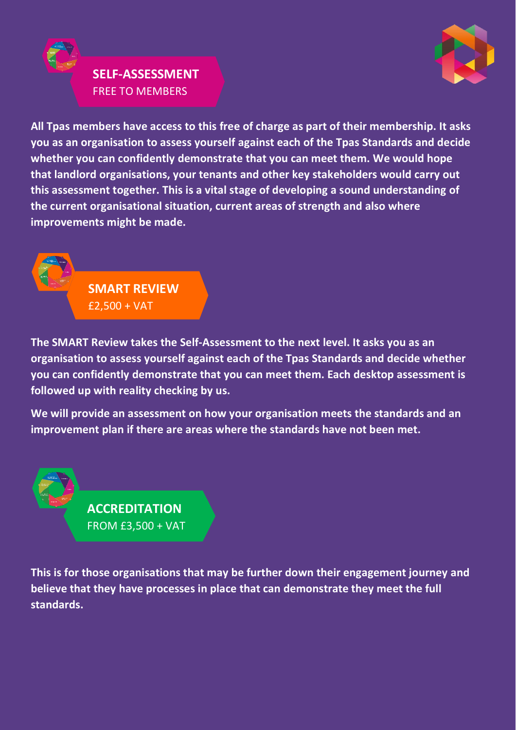## SELF-ASSESSMENT
FREE TO MEMBERS

**All Tpas members have access to this free of charge as part of their membership. It asks you as an organisation to assess yourself against each of the Tpas Standards and decide whether you can confidently demonstrate that you can meet them. We would hope that landlord organisations, your tenants and other key stakeholders would carry out this assessment together. This is a vital stage of developing a sound understanding of the current organisational situation, current areas of strength and also where improvements might be made.**

## SMART REVIEW
£2,500 + VAT

**The SMART Review takes the Self-Assessment to the next level. It asks you as an organisation to assess yourself against each of the Tpas Standards and decide whether you can confidently demonstrate that you can meet them. Each desktop assessment is followed up with reality checking by us.**

**We will provide an assessment on how your organisation meets the standards and an improvement plan if there are areas where the standards have not been met.**

## ACCREDITATION
FROM £3,500 + VAT

**This is for those organisations that may be further down their engagement journey and believe that they have processes in place that can demonstrate they meet the full standards.**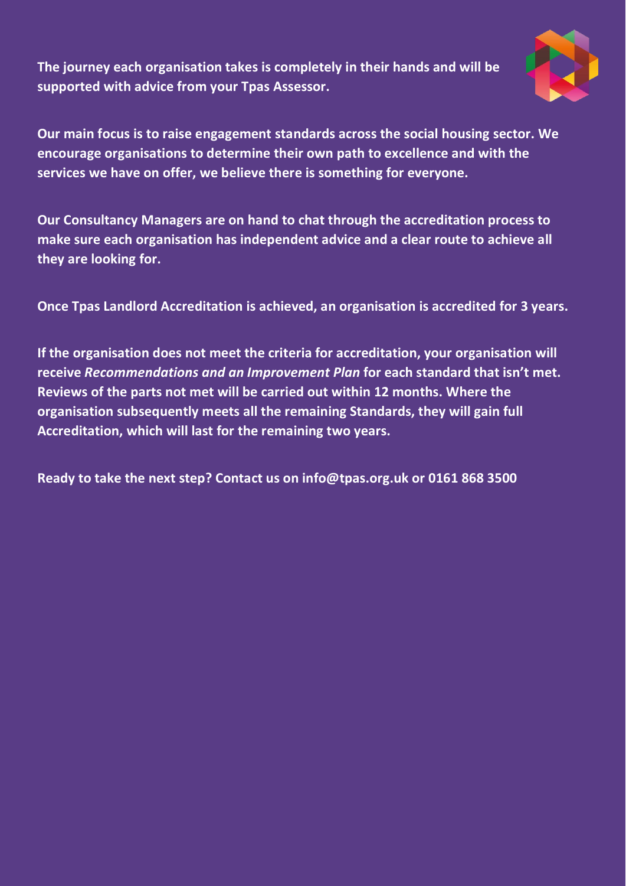**The journey each organisation takes is completely in their hands and will be supported with advice from your Tpas Assessor.**

**Our main focus is to raise engagement standards across the social housing sector. We encourage organisations to determine their own path to excellence and with the services we have on offer, we believe there is something for everyone.**

**Our Consultancy Managers are on hand to chat through the accreditation process to make sure each organisation has independent advice and a clear route to achieve all they are looking for.**

**Once Tpas Landlord Accreditation is achieved, an organisation is accredited for 3 years.**

**If the organisation does not meet the criteria for accreditation, your organisation will receive *Recommendations and an Improvement Plan* for each standard that isn't met. Reviews of the parts not met will be carried out within 12 months. Where the organisation subsequently meets all the remaining Standards, they will gain full Accreditation, which will last for the remaining two years.**

**Ready to take the next step? Contact us on info@tpas.org.uk or 0161 868 3500**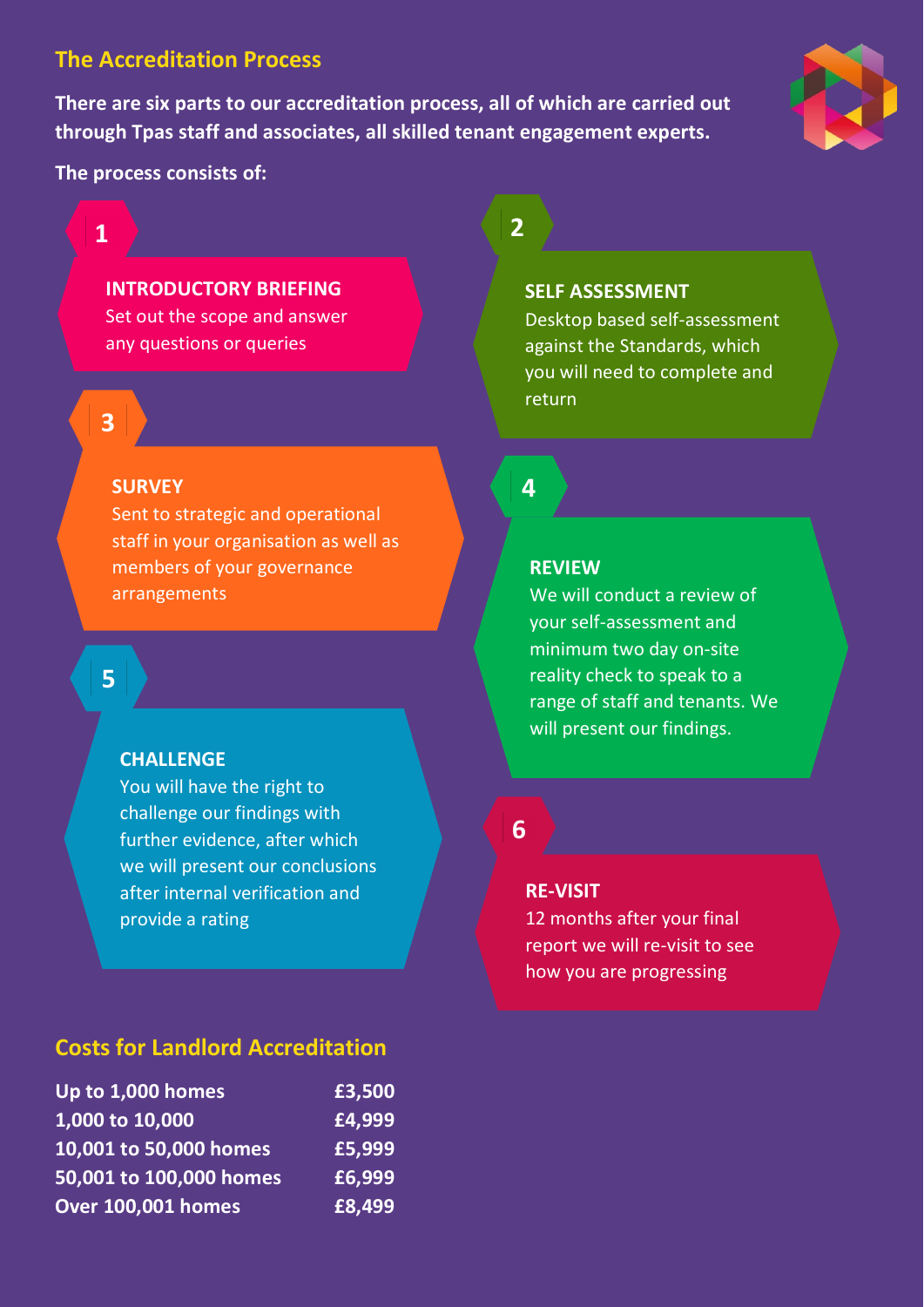## The Accreditation Process

**There are six parts to our accreditation process, all of which are carried out through Tpas staff and associates, all skilled tenant engagement experts.**

**The process consists of:**

### 1

**INTRODUCTORY BRIEFING**
Set out the scope and answer any questions or queries

### 2

**SELF ASSESSMENT**
Desktop based self-assessment against the Standards, which you will need to complete and return

### 3

**SURVEY**
Sent to strategic and operational staff in your organisation as well as members of your governance arrangements

### 4

**REVIEW**
We will conduct a review of your self-assessment and minimum two day on-site reality check to speak to a range of staff and tenants. We will present our findings.

### 5

**CHALLENGE**
You will have the right to challenge our findings with further evidence, after which we will present our conclusions after internal verification and provide a rating

### 6

**RE-VISIT**
12 months after your final report we will re-visit to see how you are progressing

## Costs for Landlord Accreditation

| | |
|---|---|
| **Up to 1,000 homes** | **£3,500** |
| **1,000 to 10,000** | **£4,999** |
| **10,001 to 50,000 homes** | **£5,999** |
| **50,001 to 100,000 homes** | **£6,999** |
| **Over 100,001 homes** | **£8,499** |